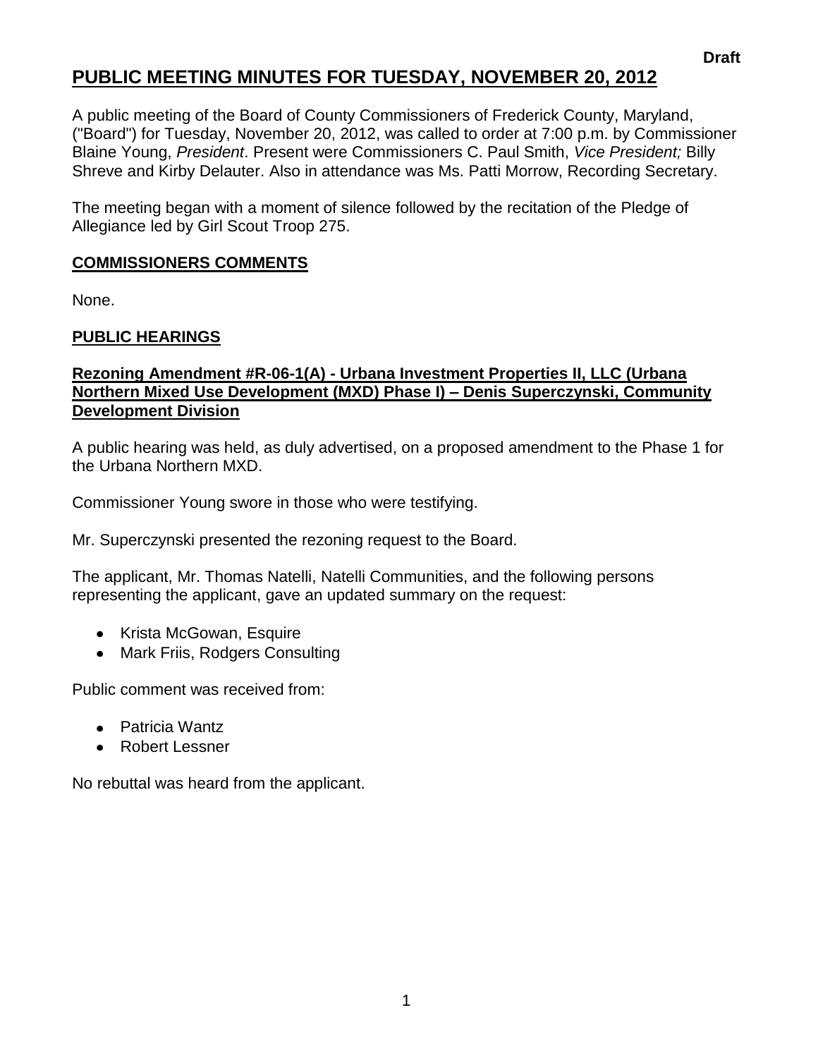**Draft**

# PUBLIC MEETING MINUTES FOR TUESDAY, NOVEMBER 20, 2012

A public meeting of the Board of County Commissioners of Frederick County, Maryland, ("Board") for Tuesday, November 20, 2012, was called to order at 7:00 p.m. by Commissioner Blaine Young, *President*. Present were Commissioners C. Paul Smith, *Vice President;* Billy Shreve and Kirby Delauter. Also in attendance was Ms. Patti Morrow, Recording Secretary.

The meeting began with a moment of silence followed by the recitation of the Pledge of Allegiance led by Girl Scout Troop 275.

## COMMISSIONERS COMMENTS

None.

## PUBLIC HEARINGS

### Rezoning Amendment #R-06-1(A) - Urbana Investment Properties II, LLC (Urbana Northern Mixed Use Development (MXD) Phase I) – Denis Superczynski, Community Development Division

A public hearing was held, as duly advertised, on a proposed amendment to the Phase 1 for the Urbana Northern MXD.

Commissioner Young swore in those who were testifying.

Mr. Superczynski presented the rezoning request to the Board.

The applicant, Mr. Thomas Natelli, Natelli Communities, and the following persons representing the applicant, gave an updated summary on the request:

- Krista McGowan, Esquire
- Mark Friis, Rodgers Consulting

Public comment was received from:

- Patricia Wantz
- Robert Lessner

No rebuttal was heard from the applicant.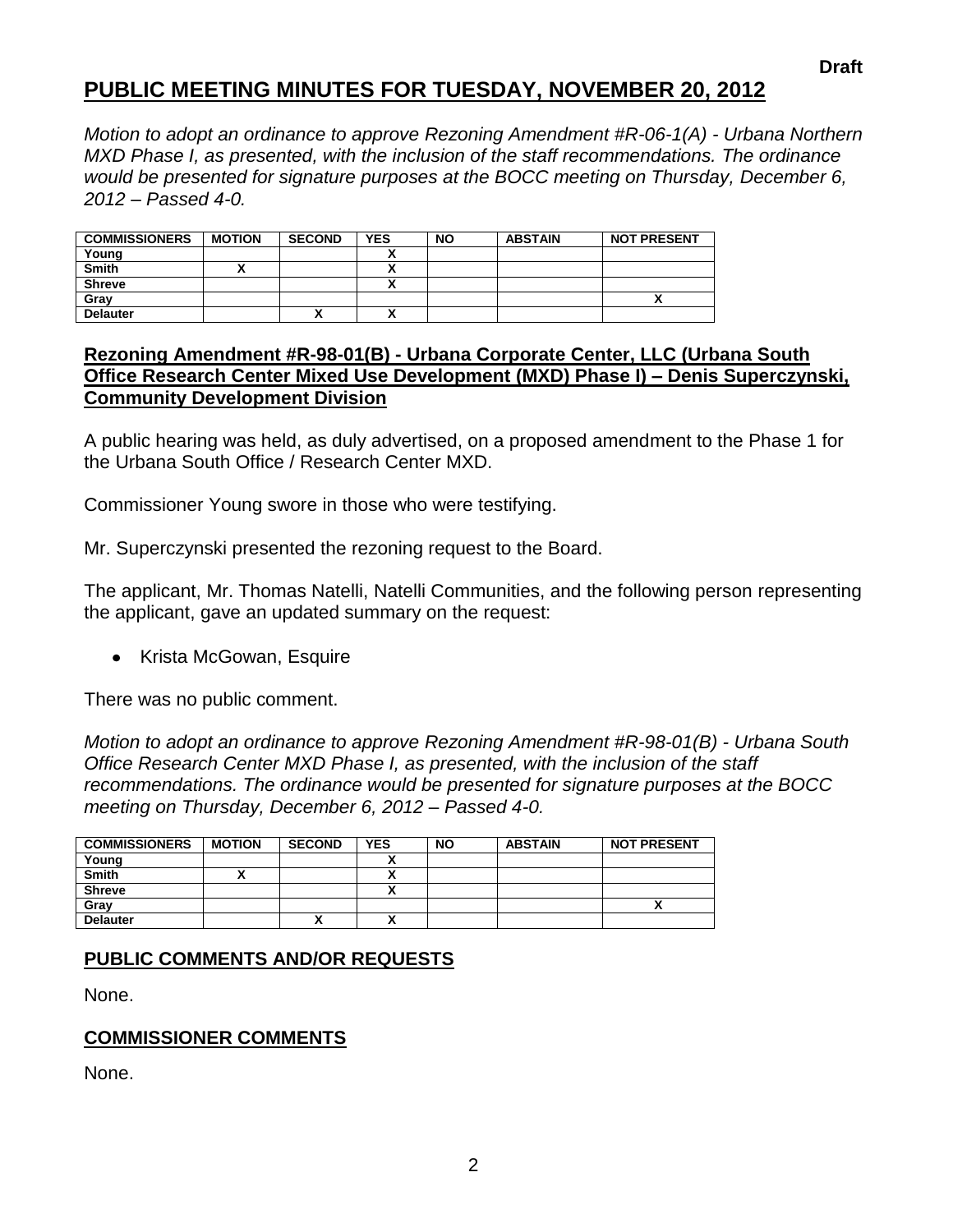**Draft**

# PUBLIC MEETING MINUTES FOR TUESDAY, NOVEMBER 20, 2012

*Motion to adopt an ordinance to approve Rezoning Amendment #R-06-1(A) - Urbana Northern MXD Phase I, as presented, with the inclusion of the staff recommendations. The ordinance would be presented for signature purposes at the BOCC meeting on Thursday, December 6, 2012 – Passed 4-0.*

| COMMISSIONERS | MOTION | SECOND | YES | NO | ABSTAIN | NOT PRESENT |
|---|---|---|---|---|---|---|
| Young | | | X | | | |
| Smith | X | | X | | | |
| Shreve | | | X | | | |
| Gray | | | | | | X |
| Delauter | | X | X | | | |

## Rezoning Amendment #R-98-01(B) - Urbana Corporate Center, LLC (Urbana South Office Research Center Mixed Use Development (MXD) Phase I) – Denis Superczynski, Community Development Division

A public hearing was held, as duly advertised, on a proposed amendment to the Phase 1 for the Urbana South Office / Research Center MXD.

Commissioner Young swore in those who were testifying.

Mr. Superczynski presented the rezoning request to the Board.

The applicant, Mr. Thomas Natelli, Natelli Communities, and the following person representing the applicant, gave an updated summary on the request:

- Krista McGowan, Esquire

There was no public comment.

*Motion to adopt an ordinance to approve Rezoning Amendment #R-98-01(B) - Urbana South Office Research Center MXD Phase I, as presented, with the inclusion of the staff recommendations. The ordinance would be presented for signature purposes at the BOCC meeting on Thursday, December 6, 2012 – Passed 4-0.*

| COMMISSIONERS | MOTION | SECOND | YES | NO | ABSTAIN | NOT PRESENT |
|---|---|---|---|---|---|---|
| Young | | | X | | | |
| Smith | X | | X | | | |
| Shreve | | | X | | | |
| Gray | | | | | | X |
| Delauter | | X | X | | | |

## PUBLIC COMMENTS AND/OR REQUESTS

None.

## COMMISSIONER COMMENTS

None.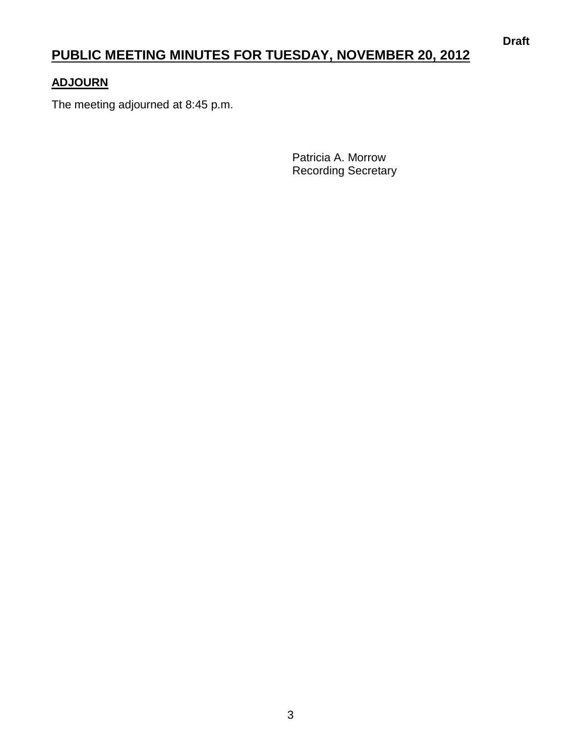**Draft**

# PUBLIC MEETING MINUTES FOR TUESDAY, NOVEMBER 20, 2012

## ADJOURN

The meeting adjourned at 8:45 p.m.

Patricia A. Morrow
Recording Secretary